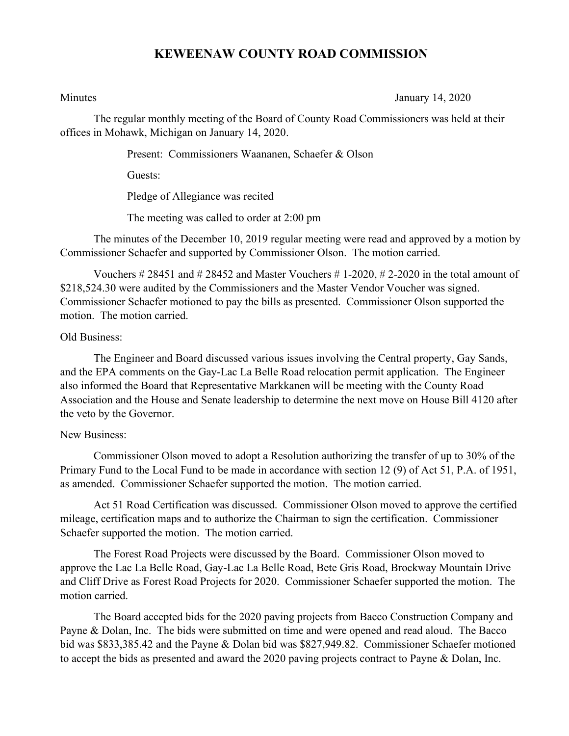# KEWEENAW COUNTY ROAD COMMISSION

Minutes January 14, 2020

The regular monthly meeting of the Board of County Road Commissioners was held at their offices in Mohawk, Michigan on January 14, 2020.

Present: Commissioners Waananen, Schaefer & Olson

Guests:

Pledge of Allegiance was recited

The meeting was called to order at 2:00 pm

The minutes of the December 10, 2019 regular meeting were read and approved by a motion by Commissioner Schaefer and supported by Commissioner Olson. The motion carried.

Vouchers # 28451 and # 28452 and Master Vouchers # 1-2020, # 2-2020 in the total amount of $218,524.30 were audited by the Commissioners and the Master Vendor Voucher was signed. Commissioner Schaefer motioned to pay the bills as presented. Commissioner Olson supported the motion. The motion carried.

Old Business:

The Engineer and Board discussed various issues involving the Central property, Gay Sands, and the EPA comments on the Gay-Lac La Belle Road relocation permit application. The Engineer also informed the Board that Representative Markkanen will be meeting with the County Road Association and the House and Senate leadership to determine the next move on House Bill 4120 after the veto by the Governor.

New Business:

Commissioner Olson moved to adopt a Resolution authorizing the transfer of up to 30% of the Primary Fund to the Local Fund to be made in accordance with section 12 (9) of Act 51, P.A. of 1951, as amended. Commissioner Schaefer supported the motion. The motion carried.

Act 51 Road Certification was discussed. Commissioner Olson moved to approve the certified mileage, certification maps and to authorize the Chairman to sign the certification. Commissioner Schaefer supported the motion. The motion carried.

The Forest Road Projects were discussed by the Board. Commissioner Olson moved to approve the Lac La Belle Road, Gay-Lac La Belle Road, Bete Gris Road, Brockway Mountain Drive and Cliff Drive as Forest Road Projects for 2020. Commissioner Schaefer supported the motion. The motion carried.

The Board accepted bids for the 2020 paving projects from Bacco Construction Company and Payne & Dolan, Inc. The bids were submitted on time and were opened and read aloud. The Bacco bid was $833,385.42 and the Payne & Dolan bid was $827,949.82. Commissioner Schaefer motioned to accept the bids as presented and award the 2020 paving projects contract to Payne & Dolan, Inc.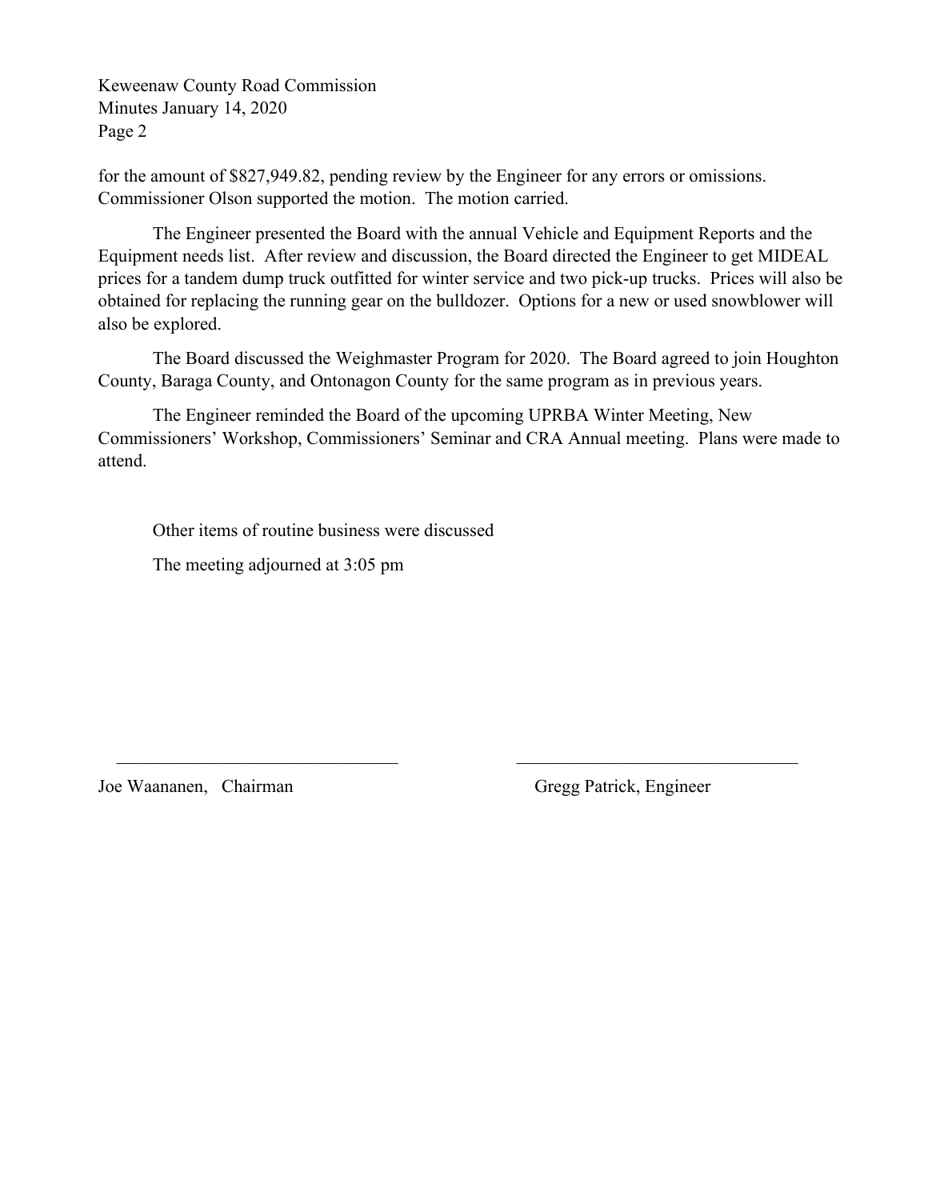for the amount of $827,949.82, pending review by the Engineer for any errors or omissions. Commissioner Olson supported the motion. The motion carried.

The Engineer presented the Board with the annual Vehicle and Equipment Reports and the Equipment needs list. After review and discussion, the Board directed the Engineer to get MIDEAL prices for a tandem dump truck outfitted for winter service and two pick-up trucks. Prices will also be obtained for replacing the running gear on the bulldozer. Options for a new or used snowblower will also be explored.

The Board discussed the Weighmaster Program for 2020. The Board agreed to join Houghton County, Baraga County, and Ontonagon County for the same program as in previous years.

The Engineer reminded the Board of the upcoming UPRBA Winter Meeting, New Commissioners' Workshop, Commissioners' Seminar and CRA Annual meeting. Plans were made to attend.

Other items of routine business were discussed

The meeting adjourned at 3:05 pm

_______________________________ _______________________________

Joe Waananen, Chairman Gregg Patrick, Engineer